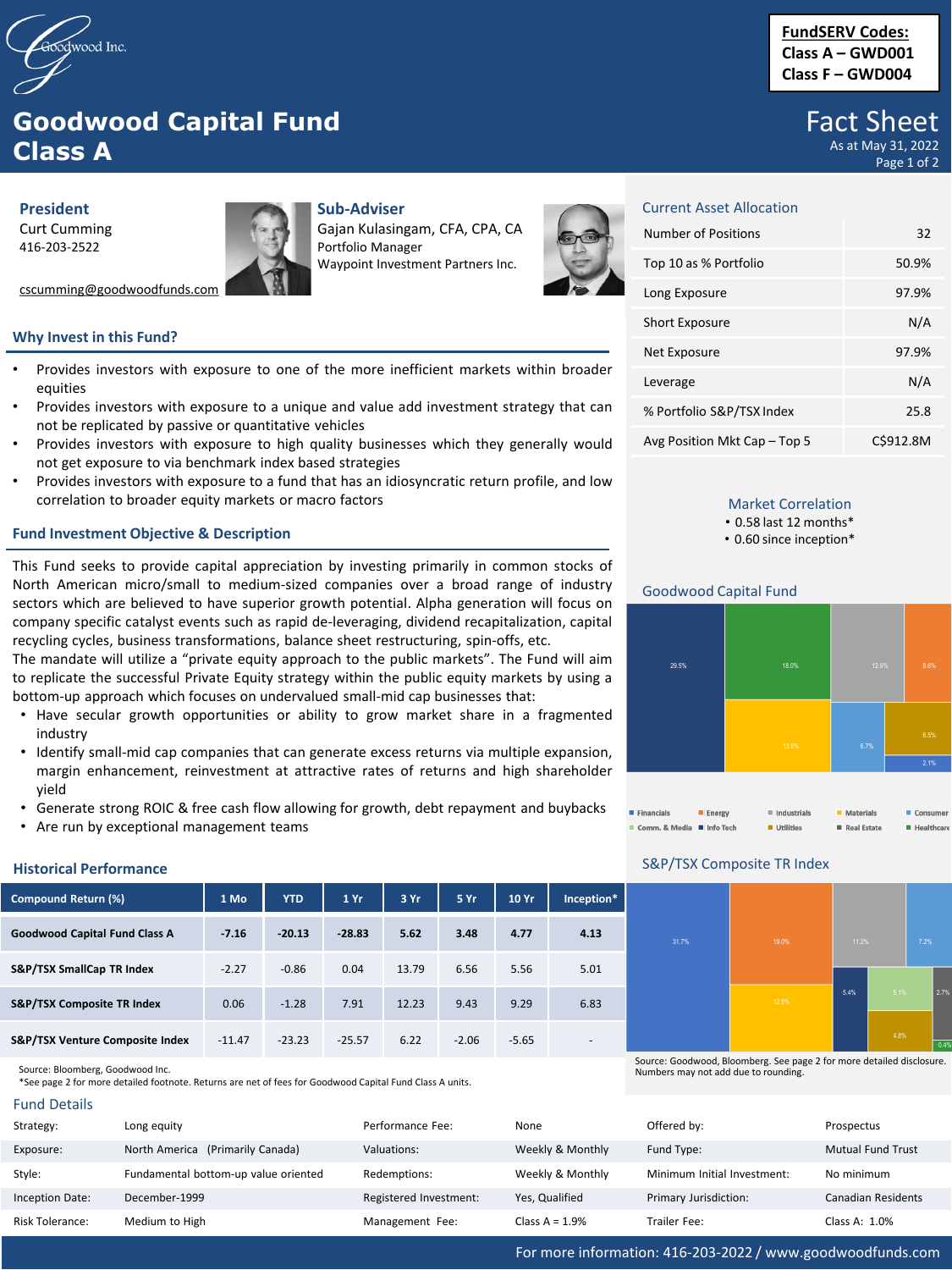**FundSERV Codes:**
**Class A – GWD001**
**Class F – GWD004**

# Goodwood Capital Fund Class A

## Fact Sheet

As at May 31, 2022

**President**
Curt Cumming
416-203-2522
cscumming@goodwoodfunds.com

**Sub-Adviser**
Gajan Kulasingam, CFA, CPA, CA
Portfolio Manager
Waypoint Investment Partners Inc.

## Why Invest in this Fund?

- Provides investors with exposure to one of the more inefficient markets within broader equities
- Provides investors with exposure to a unique and value add investment strategy that can not be replicated by passive or quantitative vehicles
- Provides investors with exposure to high quality businesses which they generally would not get exposure to via benchmark index based strategies
- Provides investors with exposure to a fund that has an idiosyncratic return profile, and low correlation to broader equity markets or macro factors

## Fund Investment Objective & Description

This Fund seeks to provide capital appreciation by investing primarily in common stocks of North American micro/small to medium-sized companies over a broad range of industry sectors which are believed to have superior growth potential. Alpha generation will focus on company specific catalyst events such as rapid de-leveraging, dividend recapitalization, capital recycling cycles, business transformations, balance sheet restructuring, spin-offs, etc.

The mandate will utilize a "private equity approach to the public markets". The Fund will aim to replicate the successful Private Equity strategy within the public equity markets by using a bottom-up approach which focuses on undervalued small-mid cap businesses that:

- Have secular growth opportunities or ability to grow market share in a fragmented industry
- Identify small-mid cap companies that can generate excess returns via multiple expansion, margin enhancement, reinvestment at attractive rates of returns and high shareholder yield
- Generate strong ROIC & free cash flow allowing for growth, debt repayment and buybacks
- Are run by exceptional management teams

## Current Asset Allocation

| | |
|---|---|
| Number of Positions | 32 |
| Top 10 as % Portfolio | 50.9% |
| Long Exposure | 97.9% |
| Short Exposure | N/A |
| Net Exposure | 97.9% |
| Leverage | N/A |
| % Portfolio S&P/TSX Index | 25.8 |
| Avg Position Mkt Cap – Top 5 | C$912.8M |

## Market Correlation

- 0.58 last 12 months*
- 0.60 since inception*

## Goodwood Capital Fund

29.5%, 18.0%, 12.9%, 8.6%, 13.6%, 6.7%, 6.5%, 2.1%

Financials, Energy, Industrials, Materials, Consumer, Comm. & Media, Info Tech, Utilities, Real Estate, Healthcare

## S&P/TSX Composite TR Index

31.7%, 19.0%, 11.2%, 7.2%, 12.5%, 5.4%, 5.1%, 2.7%, 4.8%, 0.4%

Source: Goodwood, Bloomberg. See page 2 for more detailed disclosure. Numbers may not add due to rounding.

## Historical Performance

| Compound Return (%) | 1 Mo | YTD | 1 Yr | 3 Yr | 5 Yr | 10 Yr | Inception* |
|---|---|---|---|---|---|---|---|
| **Goodwood Capital Fund Class A** | **-7.16** | **-20.13** | **-28.83** | **5.62** | **3.48** | **4.77** | **4.13** |
| **S&P/TSX SmallCap TR Index** | -2.27 | -0.86 | 0.04 | 13.79 | 6.56 | 5.56 | 5.01 |
| **S&P/TSX Composite TR Index** | 0.06 | -1.28 | 7.91 | 12.23 | 9.43 | 9.29 | 6.83 |
| **S&P/TSX Venture Composite Index** | -11.47 | -23.23 | -25.57 | 6.22 | -2.06 | -5.65 | - |

Source: Bloomberg, Goodwood Inc.
*See page 2 for more detailed footnote. Returns are net of fees for Goodwood Capital Fund Class A units.

## Fund Details

| | | | | | |
|---|---|---|---|---|---|
| Strategy: | Long equity | Performance Fee: | None | Offered by: | Prospectus |
| Exposure: | North America (Primarily Canada) | Valuations: | Weekly & Monthly | Fund Type: | Mutual Fund Trust |
| Style: | Fundamental bottom-up value oriented | Redemptions: | Weekly & Monthly | Minimum Initial Investment: | No minimum |
| Inception Date: | December-1999 | Registered Investment: | Yes, Qualified | Primary Jurisdiction: | Canadian Residents |
| Risk Tolerance: | Medium to High | Management Fee: | Class A = 1.9% | Trailer Fee: | Class A: 1.0% |

For more information: 416-203-2022 / www.goodwoodfunds.com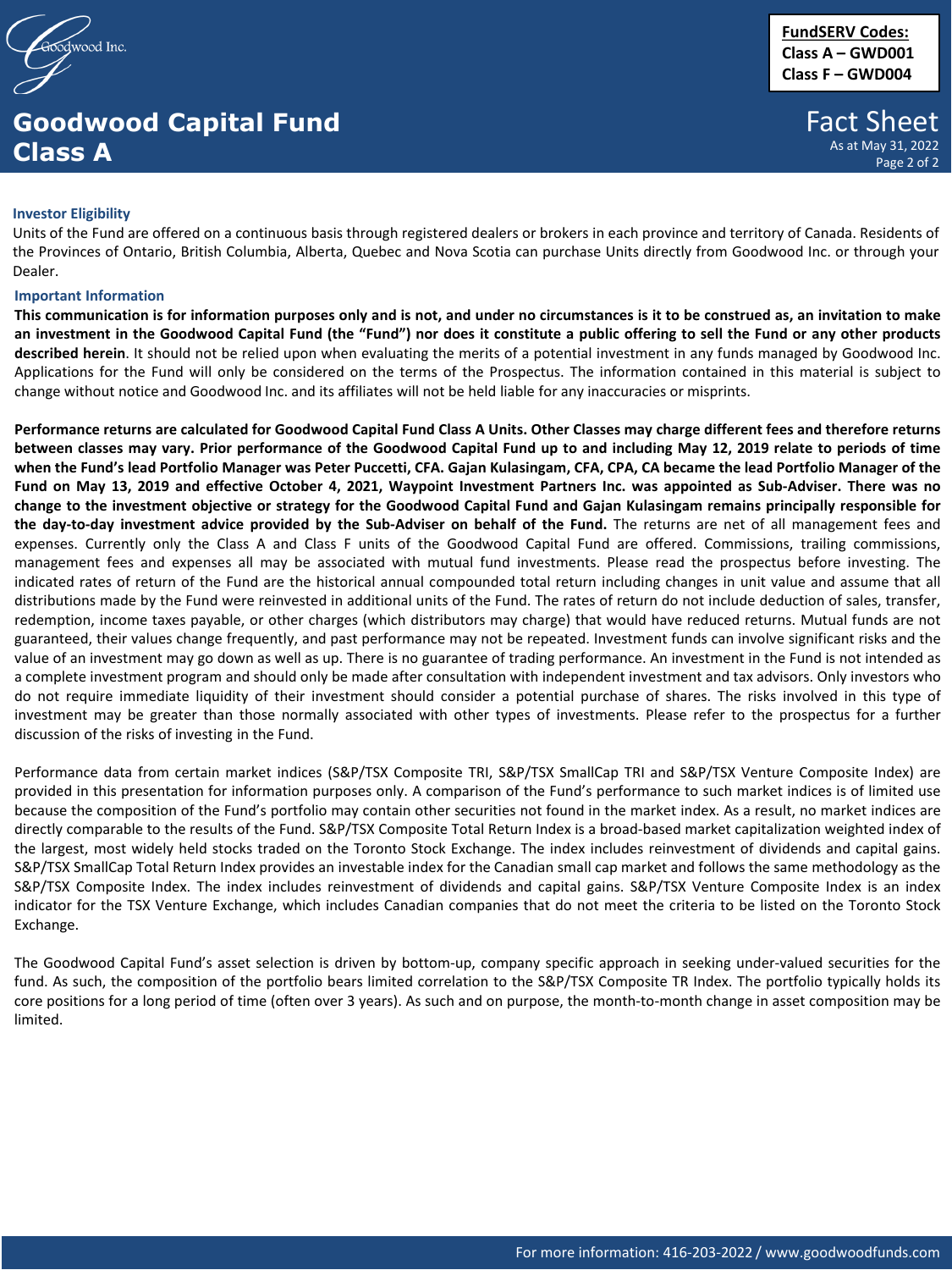# Goodwood Capital Fund Class A

**FundSERV Codes:**
**Class A – GWD001**
**Class F – GWD004**

Fact Sheet
As at May 31, 2022

### Investor Eligibility

Units of the Fund are offered on a continuous basis through registered dealers or brokers in each province and territory of Canada. Residents of the Provinces of Ontario, British Columbia, Alberta, Quebec and Nova Scotia can purchase Units directly from Goodwood Inc. or through your Dealer.

### Important Information

**This communication is for information purposes only and is not, and under no circumstances is it to be construed as, an invitation to make an investment in the Goodwood Capital Fund (the "Fund") nor does it constitute a public offering to sell the Fund or any other products described herein**. It should not be relied upon when evaluating the merits of a potential investment in any funds managed by Goodwood Inc. Applications for the Fund will only be considered on the terms of the Prospectus. The information contained in this material is subject to change without notice and Goodwood Inc. and its affiliates will not be held liable for any inaccuracies or misprints.

**Performance returns are calculated for Goodwood Capital Fund Class A Units. Other Classes may charge different fees and therefore returns between classes may vary. Prior performance of the Goodwood Capital Fund up to and including May 12, 2019 relate to periods of time when the Fund's lead Portfolio Manager was Peter Puccetti, CFA. Gajan Kulasingam, CFA, CPA, CA became the lead Portfolio Manager of the Fund on May 13, 2019 and effective October 4, 2021, Waypoint Investment Partners Inc. was appointed as Sub-Adviser. There was no change to the investment objective or strategy for the Goodwood Capital Fund and Gajan Kulasingam remains principally responsible for the day-to-day investment advice provided by the Sub-Adviser on behalf of the Fund.** The returns are net of all management fees and expenses. Currently only the Class A and Class F units of the Goodwood Capital Fund are offered. Commissions, trailing commissions, management fees and expenses all may be associated with mutual fund investments. Please read the prospectus before investing. The indicated rates of return of the Fund are the historical annual compounded total return including changes in unit value and assume that all distributions made by the Fund were reinvested in additional units of the Fund. The rates of return do not include deduction of sales, transfer, redemption, income taxes payable, or other charges (which distributors may charge) that would have reduced returns. Mutual funds are not guaranteed, their values change frequently, and past performance may not be repeated. Investment funds can involve significant risks and the value of an investment may go down as well as up. There is no guarantee of trading performance. An investment in the Fund is not intended as a complete investment program and should only be made after consultation with independent investment and tax advisors. Only investors who do not require immediate liquidity of their investment should consider a potential purchase of shares. The risks involved in this type of investment may be greater than those normally associated with other types of investments. Please refer to the prospectus for a further discussion of the risks of investing in the Fund.

Performance data from certain market indices (S&P/TSX Composite TRI, S&P/TSX SmallCap TRI and S&P/TSX Venture Composite Index) are provided in this presentation for information purposes only. A comparison of the Fund's performance to such market indices is of limited use because the composition of the Fund's portfolio may contain other securities not found in the market index. As a result, no market indices are directly comparable to the results of the Fund. S&P/TSX Composite Total Return Index is a broad-based market capitalization weighted index of the largest, most widely held stocks traded on the Toronto Stock Exchange. The index includes reinvestment of dividends and capital gains. S&P/TSX SmallCap Total Return Index provides an investable index for the Canadian small cap market and follows the same methodology as the S&P/TSX Composite Index. The index includes reinvestment of dividends and capital gains. S&P/TSX Venture Composite Index is an index indicator for the TSX Venture Exchange, which includes Canadian companies that do not meet the criteria to be listed on the Toronto Stock Exchange.

The Goodwood Capital Fund's asset selection is driven by bottom-up, company specific approach in seeking under-valued securities for the fund. As such, the composition of the portfolio bears limited correlation to the S&P/TSX Composite TR Index. The portfolio typically holds its core positions for a long period of time (often over 3 years). As such and on purpose, the month-to-month change in asset composition may be limited.

For more information: 416-203-2022 / www.goodwoodfunds.com